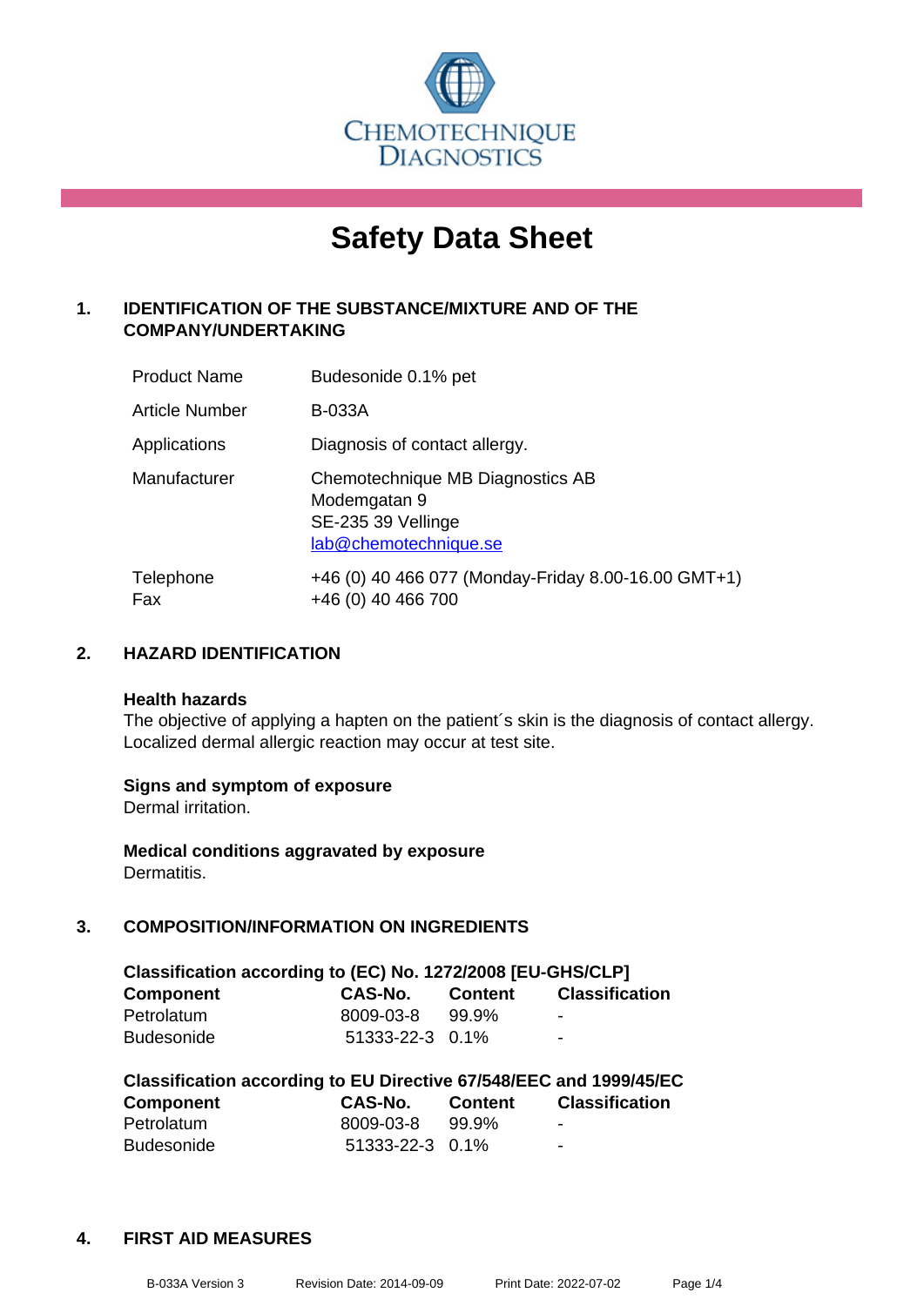CHEMOTECHNIQUE DIAGNOSTICS

# Safety Data Sheet

## 1. IDENTIFICATION OF THE SUBSTANCE/MIXTURE AND OF THE COMPANY/UNDERTAKING

| | |
|---|---|
| Product Name | Budesonide 0.1% pet |
| Article Number | B-033A |
| Applications | Diagnosis of contact allergy. |
| Manufacturer | Chemotechnique MB Diagnostics AB<br>Modemgatan 9<br>SE-235 39 Vellinge<br>lab@chemotechnique.se |
| Telephone<br>Fax | +46 (0) 40 466 077 (Monday-Friday 8.00-16.00 GMT+1)<br>+46 (0) 40 466 700 |

## 2. HAZARD IDENTIFICATION

**Health hazards**

The objective of applying a hapten on the patient´s skin is the diagnosis of contact allergy. Localized dermal allergic reaction may occur at test site.

**Signs and symptom of exposure**

Dermal irritation.

**Medical conditions aggravated by exposure**

Dermatitis.

## 3. COMPOSITION/INFORMATION ON INGREDIENTS

**Classification according to (EC) No. 1272/2008 [EU-GHS/CLP]**

| Component | CAS-No. | Content | Classification |
|---|---|---|---|
| Petrolatum | 8009-03-8 | 99.9% | - |
| Budesonide | 51333-22-3 | 0.1% | - |

**Classification according to EU Directive 67/548/EEC and 1999/45/EC**

| Component | CAS-No. | Content | Classification |
|---|---|---|---|
| Petrolatum | 8009-03-8 | 99.9% | - |
| Budesonide | 51333-22-3 | 0.1% | - |

## 4. FIRST AID MEASURES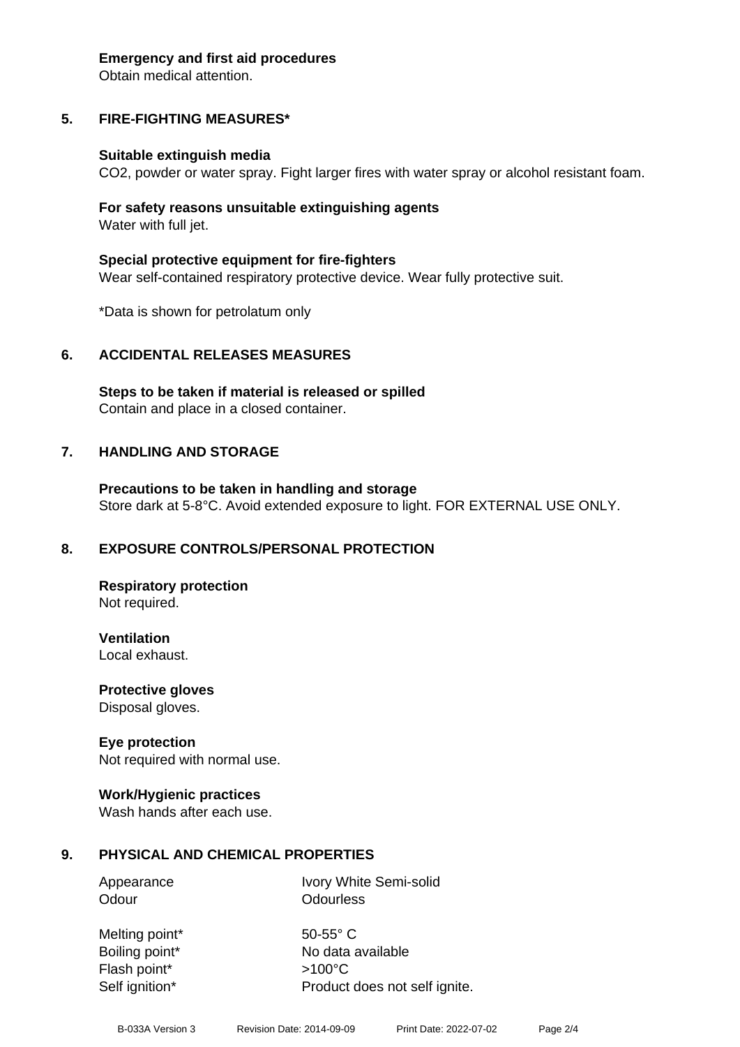**Emergency and first aid procedures**
Obtain medical attention.

## 5. FIRE-FIGHTING MEASURES*

**Suitable extinguish media**
$CO_2$, powder or water spray. Fight larger fires with water spray or alcohol resistant foam.

**For safety reasons unsuitable extinguishing agents**
Water with full jet.

**Special protective equipment for fire-fighters**
Wear self-contained respiratory protective device. Wear fully protective suit.

*Data is shown for petrolatum only

## 6. ACCIDENTAL RELEASES MEASURES

**Steps to be taken if material is released or spilled**
Contain and place in a closed container.

## 7. HANDLING AND STORAGE

**Precautions to be taken in handling and storage**
Store dark at 5-8°C. Avoid extended exposure to light. FOR EXTERNAL USE ONLY.

## 8. EXPOSURE CONTROLS/PERSONAL PROTECTION

**Respiratory protection**
Not required.

**Ventilation**
Local exhaust.

**Protective gloves**
Disposal gloves.

**Eye protection**
Not required with normal use.

**Work/Hygienic practices**
Wash hands after each use.

## 9. PHYSICAL AND CHEMICAL PROPERTIES

| | |
|---|---|
| Appearance | Ivory White Semi-solid |
| Odour | Odourless |
| Melting point* | 50-55° C |
| Boiling point* | No data available |
| Flash point* | >100°C |
| Self ignition* | Product does not self ignite. |

B-033A Version 3 Revision Date: 2014-09-09 Print Date: 2022-07-02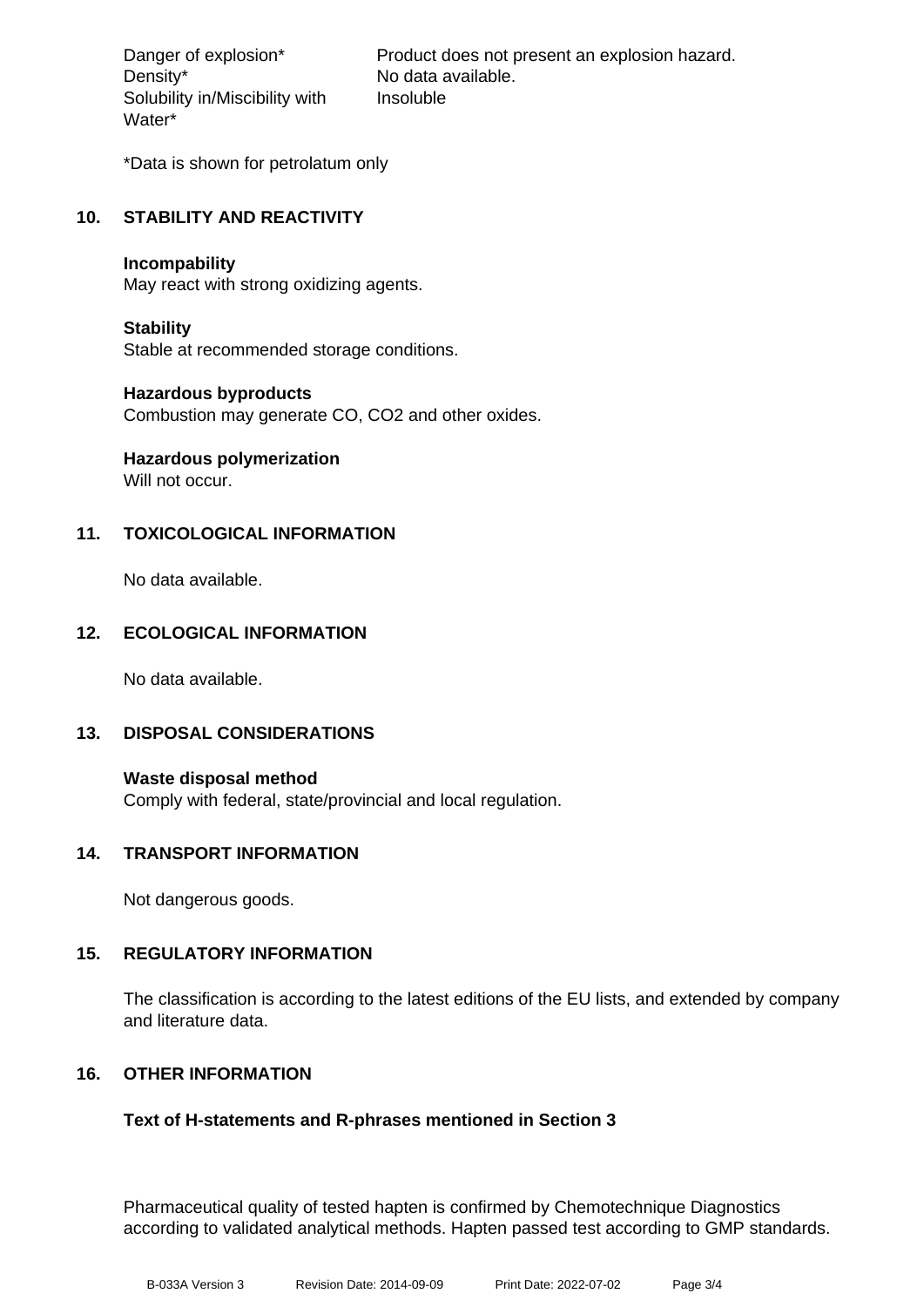| | |
|---|---|
| Danger of explosion* | Product does not present an explosion hazard. |
| Density* | No data available. |
| Solubility in/Miscibility with Water* | Insoluble |

*Data is shown for petrolatum only

## 10. STABILITY AND REACTIVITY

**Incompability**
May react with strong oxidizing agents.

**Stability**
Stable at recommended storage conditions.

**Hazardous byproducts**
Combustion may generate CO, $CO_2$ and other oxides.

**Hazardous polymerization**
Will not occur.

## 11. TOXICOLOGICAL INFORMATION

No data available.

## 12. ECOLOGICAL INFORMATION

No data available.

## 13. DISPOSAL CONSIDERATIONS

**Waste disposal method**
Comply with federal, state/provincial and local regulation.

## 14. TRANSPORT INFORMATION

Not dangerous goods.

## 15. REGULATORY INFORMATION

The classification is according to the latest editions of the EU lists, and extended by company and literature data.

## 16. OTHER INFORMATION

**Text of H-statements and R-phrases mentioned in Section 3**

Pharmaceutical quality of tested hapten is confirmed by Chemotechnique Diagnostics according to validated analytical methods. Hapten passed test according to GMP standards.

B-033A Version 3 Revision Date: 2014-09-09 Print Date: 2022-07-02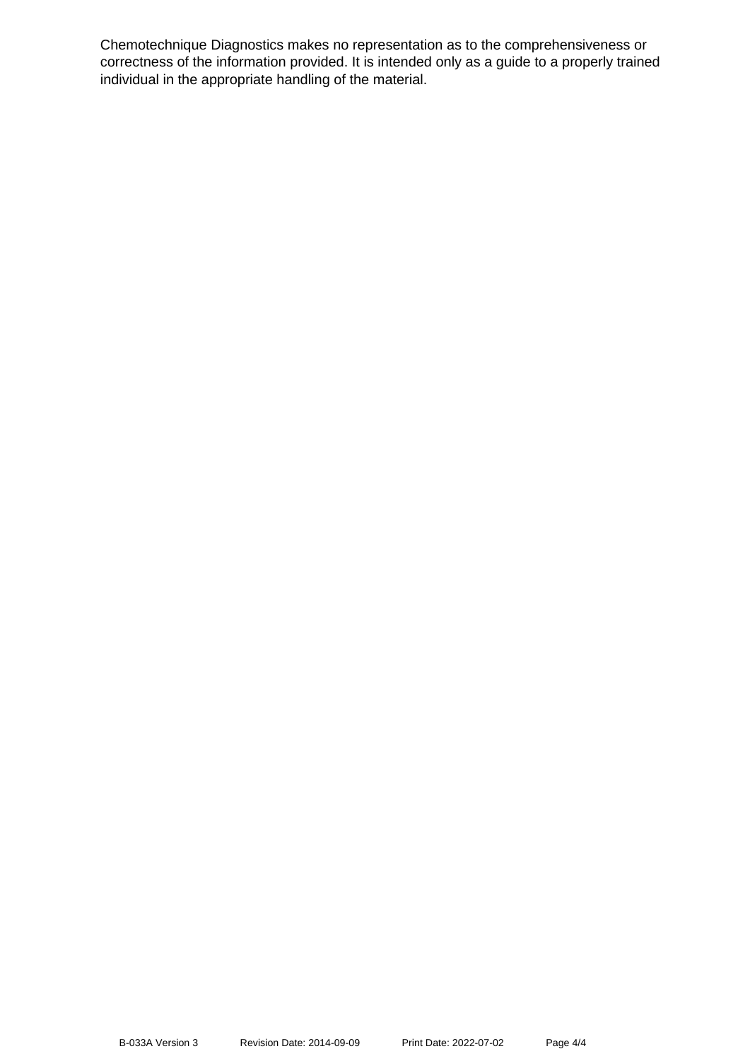Chemotechnique Diagnostics makes no representation as to the comprehensiveness or correctness of the information provided. It is intended only as a guide to a properly trained individual in the appropriate handling of the material.